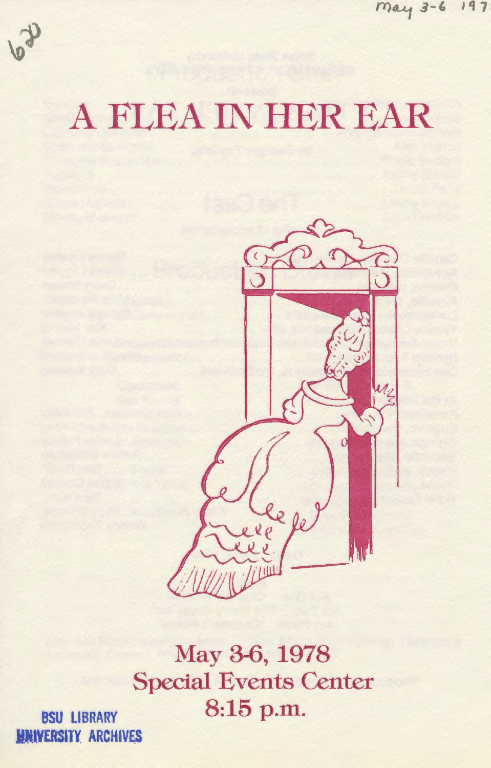May 3-6 197

62

# A FLEA IN HER EAR

May 3-6, 1978
Special Events Center
8:15 p.m.

BSU LIBRARY
UNIVERSITY ARCHIVES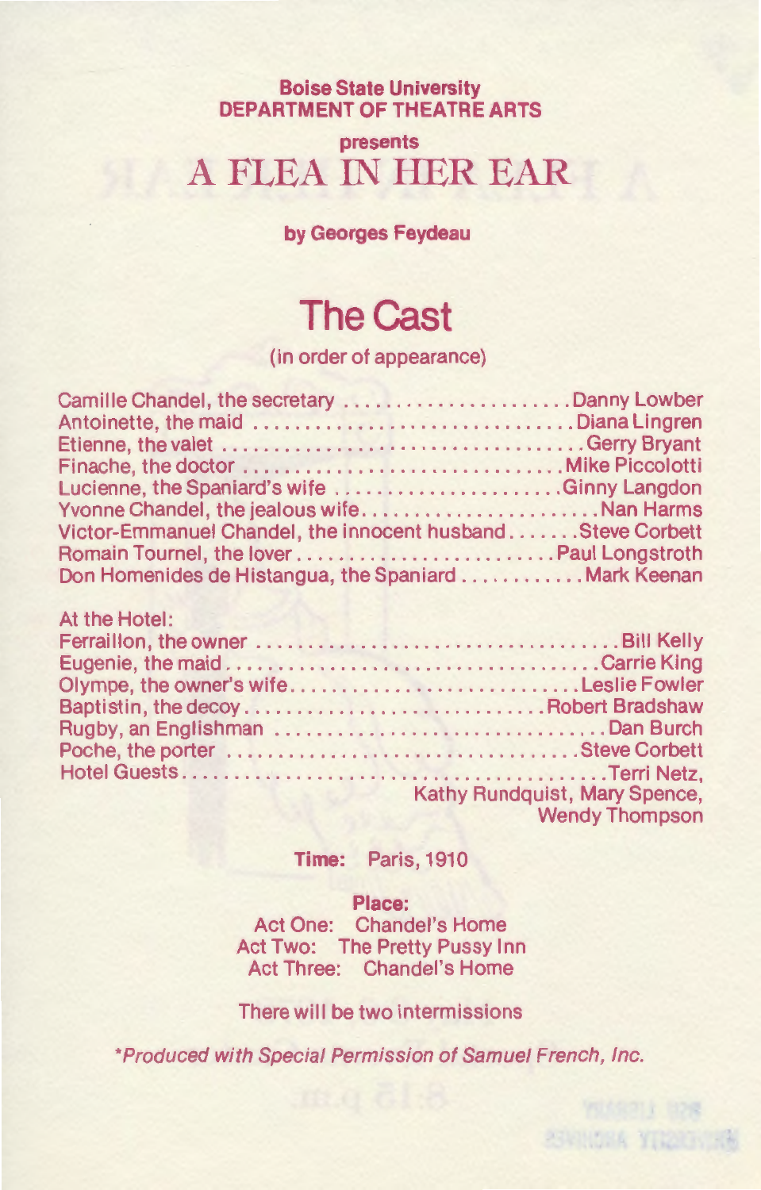**Boise State University**
**DEPARTMENT OF THEATRE ARTS**

**presents**

# A FLEA IN HER EAR

**by Georges Feydeau**

## The Cast

(in order of appearance)

Camille Chandel, the secretary .......... Danny Lowber
Antoinette, the maid .......... Diana Lingren
Etienne, the valet .......... Gerry Bryant
Finache, the doctor .......... Mike Piccolotti
Lucienne, the Spaniard's wife .......... Ginny Langdon
Yvonne Chandel, the jealous wife .......... Nan Harms
Victor-Emmanuel Chandel, the innocent husband .......... Steve Corbett
Romain Tournel, the lover .......... Paul Longstroth
Don Homenides de Histangua, the Spaniard .......... Mark Keenan

At the Hotel:
Ferraillon, the owner .......... Bill Kelly
Eugenie, the maid .......... Carrie King
Olympe, the owner's wife .......... Leslie Fowler
Baptistin, the decoy .......... Robert Bradshaw
Rugby, an Englishman .......... Dan Burch
Poche, the porter .......... Steve Corbett
Hotel Guests .......... Terri Netz, Kathy Rundquist, Mary Spence, Wendy Thompson

**Time:** Paris, 1910

**Place:**
Act One: Chandel's Home
Act Two: The Pretty Pussy Inn
Act Three: Chandel's Home

There will be two intermissions

*\*Produced with Special Permission of Samuel French, Inc.*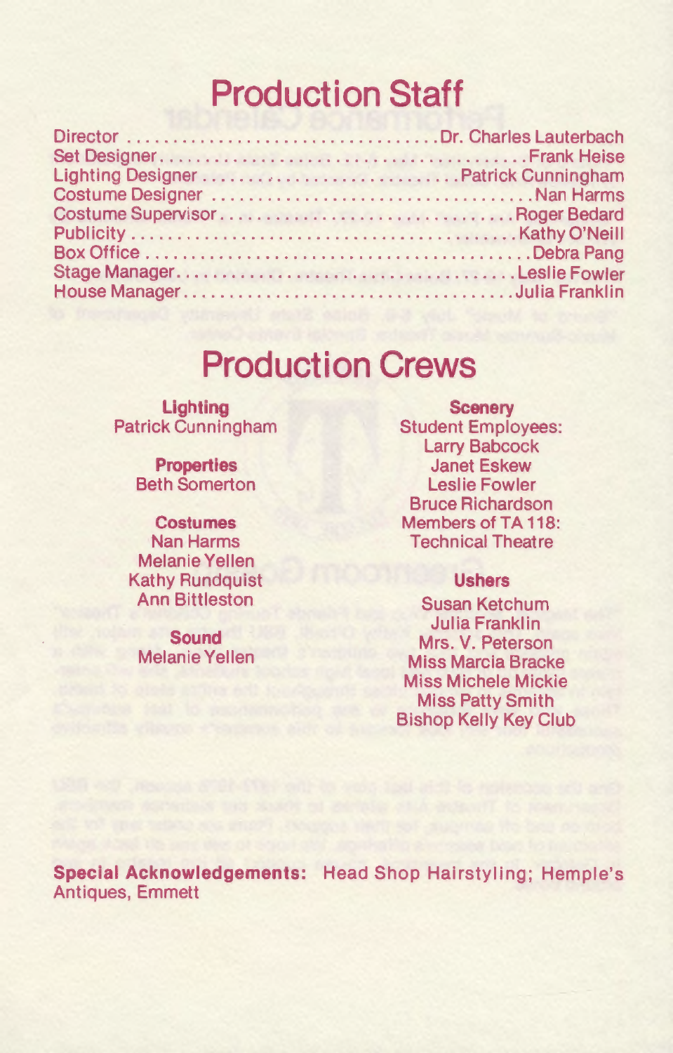# Production Staff

Director .................................. Dr. Charles Lauterbach
Set Designer .................................. Frank Heise
Lighting Designer .................................. Patrick Cunningham
Costume Designer .................................. Nan Harms
Costume Supervisor .................................. Roger Bedard
Publicity .................................. Kathy O'Neill
Box Office .................................. Debra Pang
Stage Manager .................................. Leslie Fowler
House Manager .................................. Julia Franklin

# Production Crews

**Lighting**
Patrick Cunningham

**Properties**
Beth Somerton

**Costumes**
Nan Harms
Melanie Yellen
Kathy Rundquist
Ann Bittleston

**Sound**
Melanie Yellen

**Scenery**
Student Employees:
Larry Babcock
Janet Eskew
Leslie Fowler
Bruce Richardson
Members of TA 118:
Technical Theatre

**Ushers**
Susan Ketchum
Julia Franklin
Mrs. V. Peterson
Miss Marcia Bracke
Miss Michele Mickie
Miss Patty Smith
Bishop Kelly Key Club

**Special Acknowledgements:** Head Shop Hairstyling; Hemple's Antiques, Emmett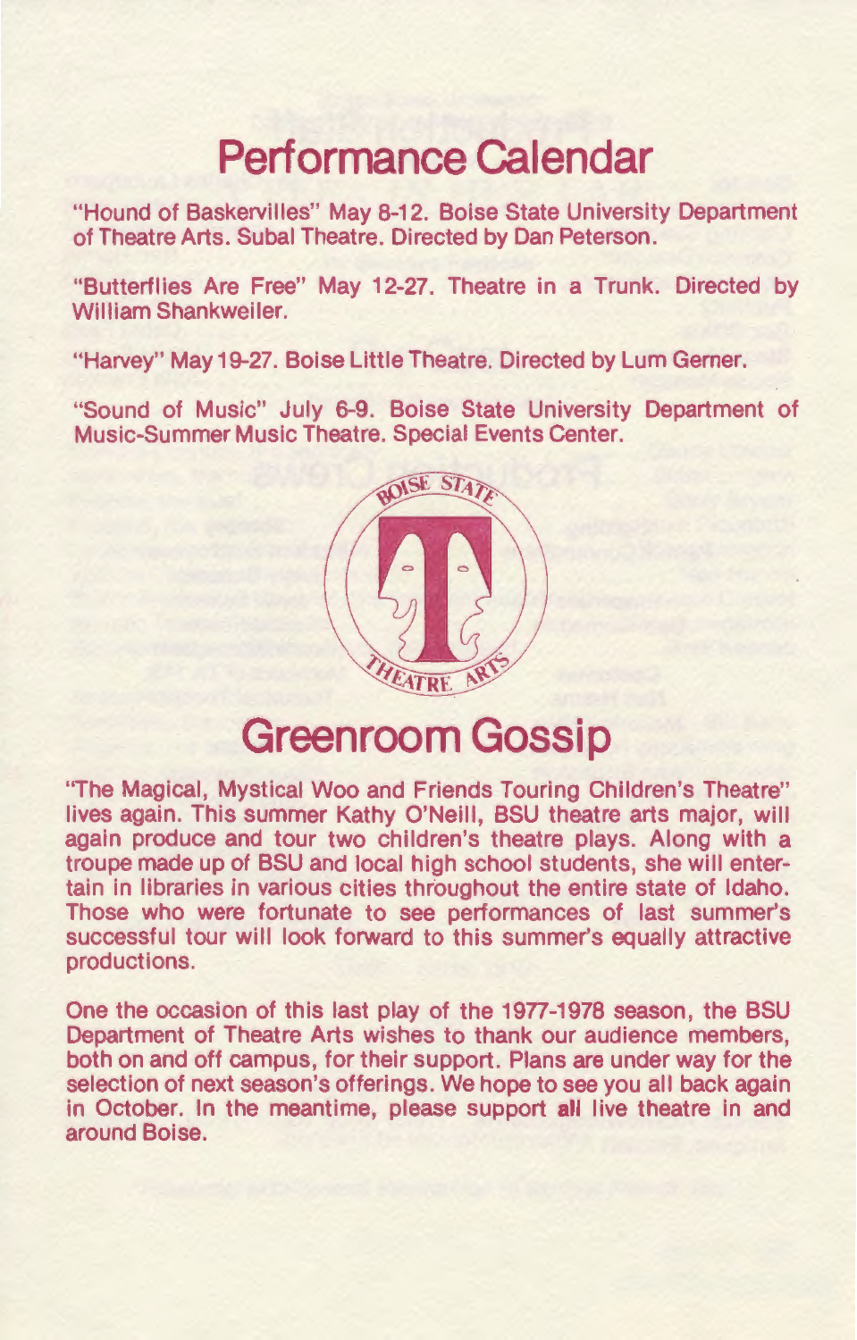# Performance Calendar

"Hound of Baskervilles" May 8-12. Boise State University Department of Theatre Arts. Subal Theatre. Directed by Dan Peterson.

"Butterflies Are Free" May 12-27. Theatre in a Trunk. Directed by William Shankweiler.

"Harvey" May 19-27. Boise Little Theatre. Directed by Lum Gerner.

"Sound of Music" July 6-9. Boise State University Department of Music-Summer Music Theatre. Special Events Center.

BOISE STATE THEATRE ARTS

# Greenroom Gossip

"The Magical, Mystical Woo and Friends Touring Children's Theatre" lives again. This summer Kathy O'Neill, BSU theatre arts major, will again produce and tour two children's theatre plays. Along with a troupe made up of BSU and local high school students, she will entertain in libraries in various cities throughout the entire state of Idaho. Those who were fortunate to see performances of last summer's successful tour will look forward to this summer's equally attractive productions.

One the occasion of this last play of the 1977-1978 season, the BSU Department of Theatre Arts wishes to thank our audience members, both on and off campus, for their support. Plans are under way for the selection of next season's offerings. We hope to see you all back again in October. In the meantime, please support all live theatre in and around Boise.